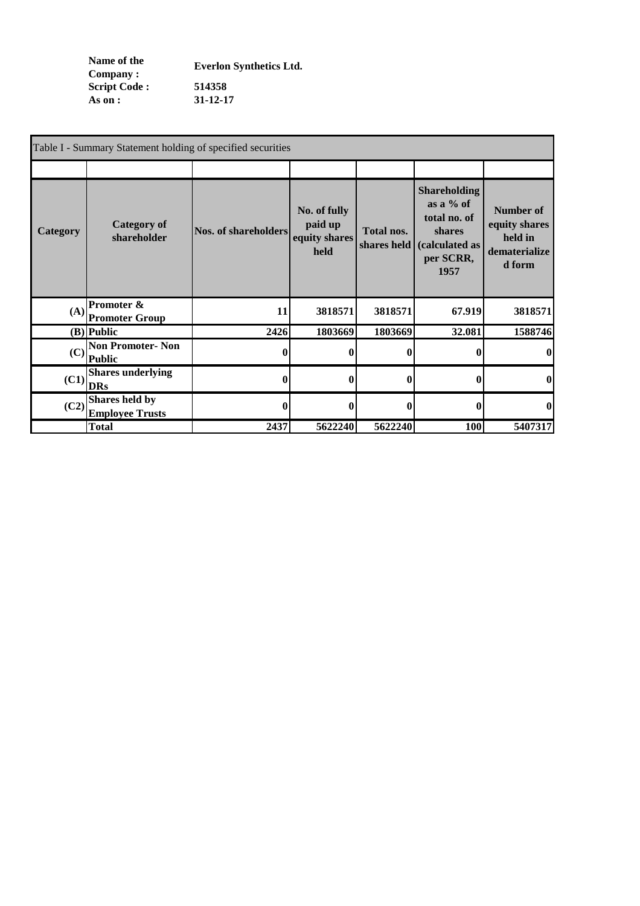**Name of the Company :** Everlon Synthetics Ltd.
**Script Code :** 514358
**As on :** 31-12-17

Table I - Summary Statement holding of specified securities

| Category | Category of shareholder | Nos. of shareholders | No. of fully paid up equity shares held | Total nos. shares held | Shareholding as a % of total no. of shares (calculated as per SCRR, 1957 | Number of equity shares held in dematerialized form |
|---|---|---|---|---|---|---|
| (A) | Promoter & Promoter Group | 11 | 3818571 | 3818571 | 67.919 | 3818571 |
| (B) | Public | 2426 | 1803669 | 1803669 | 32.081 | 1588746 |
| (C) | Non Promoter- Non Public | 0 | 0 | 0 | 0 | 0 |
| (C1) | Shares underlying DRs | 0 | 0 | 0 | 0 | 0 |
| (C2) | Shares held by Employee Trusts | 0 | 0 | 0 | 0 | 0 |
| | Total | 2437 | 5622240 | 5622240 | 100 | 5407317 |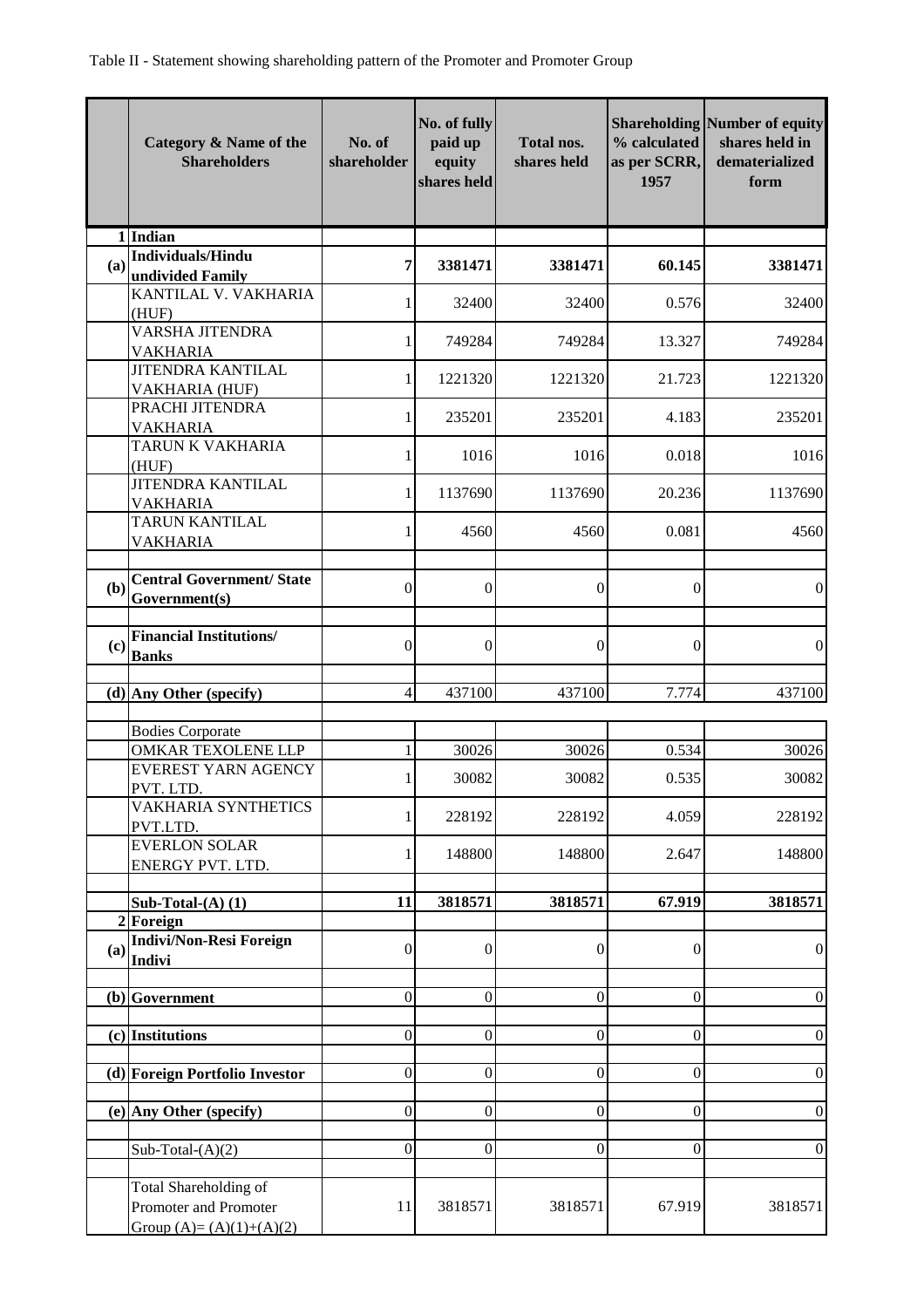Table II - Statement showing shareholding pattern of the Promoter and Promoter Group

| | Category & Name of the Shareholders | No. of shareholder | No. of fully paid up equity shares held | Total nos. shares held | Shareholding % calculated as per SCRR, 1957 | Number of equity shares held in dematerialized form |
|---|---|---|---|---|---|---|
| 1 | **Indian** | | | | | |
| (a) | **Individuals/Hindu undivided Family** | **7** | **3381471** | **3381471** | **60.145** | **3381471** |
| | KANTILAL V. VAKHARIA (HUF) | 1 | 32400 | 32400 | 0.576 | 32400 |
| | VARSHA JITENDRA VAKHARIA | 1 | 749284 | 749284 | 13.327 | 749284 |
| | JITENDRA KANTILAL VAKHARIA (HUF) | 1 | 1221320 | 1221320 | 21.723 | 1221320 |
| | PRACHI JITENDRA VAKHARIA | 1 | 235201 | 235201 | 4.183 | 235201 |
| | TARUN K VAKHARIA (HUF) | 1 | 1016 | 1016 | 0.018 | 1016 |
| | JITENDRA KANTILAL VAKHARIA | 1 | 1137690 | 1137690 | 20.236 | 1137690 |
| | TARUN KANTILAL VAKHARIA | 1 | 4560 | 4560 | 0.081 | 4560 |
| (b) | **Central Government/ State Government(s)** | 0 | 0 | 0 | 0 | 0 |
| (c) | **Financial Institutions/ Banks** | 0 | 0 | 0 | 0 | 0 |
| (d) | **Any Other (specify)** | 4 | 437100 | 437100 | 7.774 | 437100 |
| | Bodies Corporate | | | | | |
| | OMKAR TEXOLENE LLP | 1 | 30026 | 30026 | 0.534 | 30026 |
| | EVEREST YARN AGENCY PVT. LTD. | 1 | 30082 | 30082 | 0.535 | 30082 |
| | VAKHARIA SYNTHETICS PVT.LTD. | 1 | 228192 | 228192 | 4.059 | 228192 |
| | EVERLON SOLAR ENERGY PVT. LTD. | 1 | 148800 | 148800 | 2.647 | 148800 |
| | **Sub-Total-(A) (1)** | **11** | **3818571** | **3818571** | **67.919** | **3818571** |
| 2 | **Foreign** | | | | | |
| (a) | **Indivi/Non-Resi Foreign Indivi** | 0 | 0 | 0 | 0 | 0 |
| (b) | **Government** | 0 | 0 | 0 | 0 | 0 |
| (c) | **Institutions** | 0 | 0 | 0 | 0 | 0 |
| (d) | **Foreign Portfolio Investor** | 0 | 0 | 0 | 0 | 0 |
| (e) | **Any Other (specify)** | 0 | 0 | 0 | 0 | 0 |
| | Sub-Total-(A)(2) | 0 | 0 | 0 | 0 | 0 |
| | Total Shareholding of Promoter and Promoter Group (A)= (A)(1)+(A)(2) | 11 | 3818571 | 3818571 | 67.919 | 3818571 |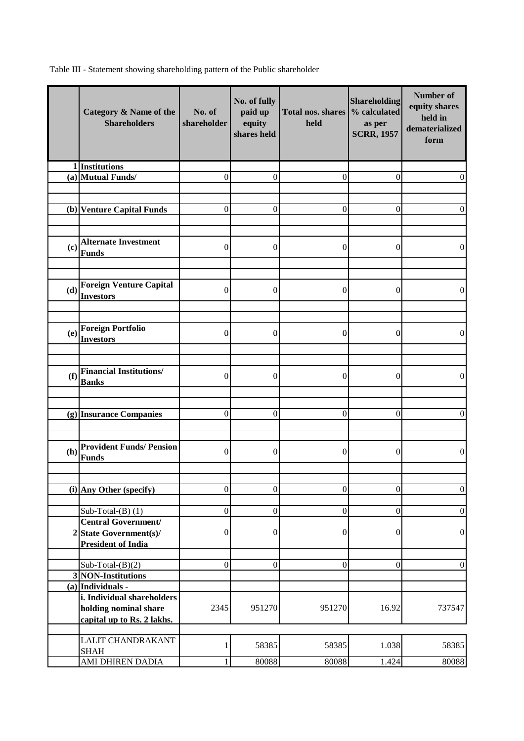Table III - Statement showing shareholding pattern of the Public shareholder

| | Category & Name of the Shareholders | No. of shareholder | No. of fully paid up equity shares held | Total nos. shares held | Shareholding % calculated as per SCRR, 1957 | Number of equity shares held in dematerialized form |
|---|---|---|---|---|---|---|
| 1 | **Institutions** | | | | | |
| (a) | **Mutual Funds/** | 0 | 0 | 0 | 0 | 0 |
| | | | | | | |
| (b) | **Venture Capital Funds** | 0 | 0 | 0 | 0 | 0 |
| | | | | | | |
| (c) | **Alternate Investment Funds** | 0 | 0 | 0 | 0 | 0 |
| | | | | | | |
| (d) | **Foreign Venture Capital Investors** | 0 | 0 | 0 | 0 | 0 |
| | | | | | | |
| (e) | **Foreign Portfolio Investors** | 0 | 0 | 0 | 0 | 0 |
| | | | | | | |
| (f) | **Financial Institutions/ Banks** | 0 | 0 | 0 | 0 | 0 |
| | | | | | | |
| (g) | **Insurance Companies** | 0 | 0 | 0 | 0 | 0 |
| | | | | | | |
| (h) | **Provident Funds/ Pension Funds** | 0 | 0 | 0 | 0 | 0 |
| | | | | | | |
| (i) | **Any Other (specify)** | 0 | 0 | 0 | 0 | 0 |
| | | | | | | |
| | Sub-Total-(B) (1) | 0 | 0 | 0 | 0 | 0 |
| 2 | **Central Government/ State Government(s)/ President of India** | 0 | 0 | 0 | 0 | 0 |
| | | | | | | |
| | Sub-Total-(B)(2) | 0 | 0 | 0 | 0 | 0 |
| 3 | **NON-Institutions** | | | | | |
| (a) | **Individuals -** | | | | | |
| | **i. Individual shareholders holding nominal share capital up to Rs. 2 lakhs.** | 2345 | 951270 | 951270 | 16.92 | 737547 |
| | | | | | | |
| | LALIT CHANDRAKANT SHAH | 1 | 58385 | 58385 | 1.038 | 58385 |
| | AMI DHIREN DADIA | 1 | 80088 | 80088 | 1.424 | 80088 |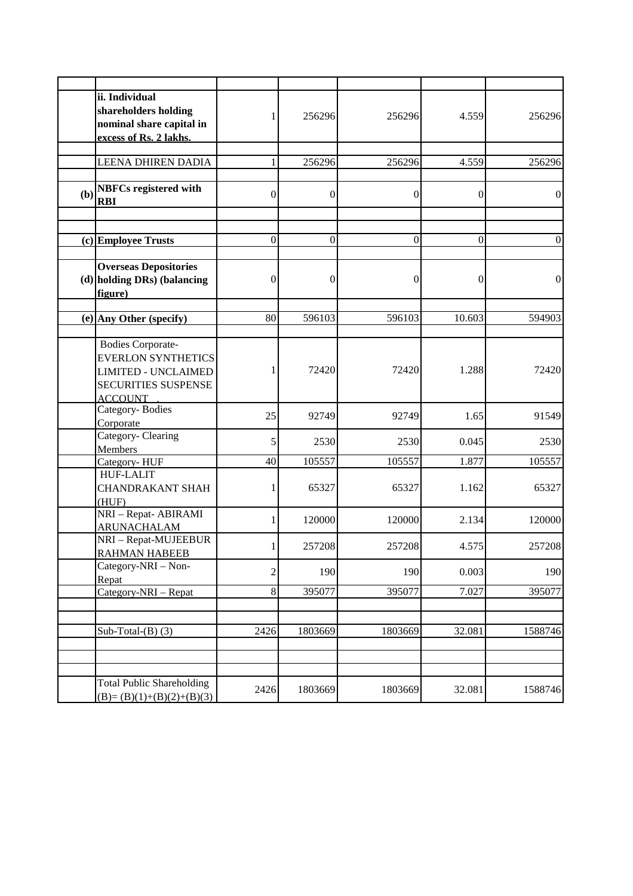| | | | | | | |
|---|---|---|---|---|---|---|
| | **ii. Individual shareholders holding nominal share capital in excess of Rs. 2 lakhs.** | 1 | 256296 | 256296 | 4.559 | 256296 |
| | | | | | | |
| | LEENA DHIREN DADIA | 1 | 256296 | 256296 | 4.559 | 256296 |
| | | | | | | |
| **(b)** | **NBFCs registered with RBI** | 0 | 0 | 0 | 0 | 0 |
| | | | | | | |
| | | | | | | |
| **(c)** | **Employee Trusts** | 0 | 0 | 0 | 0 | 0 |
| | | | | | | |
| **(d)** | **Overseas Depositories holding DRs) (balancing figure)** | 0 | 0 | 0 | 0 | 0 |
| | | | | | | |
| **(e)** | **Any Other (specify)** | 80 | 596103 | 596103 | 10.603 | 594903 |
| | | | | | | |
| | Bodies Corporate- EVERLON SYNTHETICS LIMITED - UNCLAIMED SECURITIES SUSPENSE ACCOUNT | 1 | 72420 | 72420 | 1.288 | 72420 |
| | Category- Bodies Corporate | 25 | 92749 | 92749 | 1.65 | 91549 |
| | Category- Clearing Members | 5 | 2530 | 2530 | 0.045 | 2530 |
| | Category- HUF | 40 | 105557 | 105557 | 1.877 | 105557 |
| | HUF-LALIT CHANDRAKANT SHAH (HUF) | 1 | 65327 | 65327 | 1.162 | 65327 |
| | NRI – Repat- ABIRAMI ARUNACHALAM | 1 | 120000 | 120000 | 2.134 | 120000 |
| | NRI – Repat-MUJEEBUR RAHMAN HABEEB | 1 | 257208 | 257208 | 4.575 | 257208 |
| | Category-NRI – Non-Repat | 2 | 190 | 190 | 0.003 | 190 |
| | Category-NRI – Repat | 8 | 395077 | 395077 | 7.027 | 395077 |
| | | | | | | |
| | | | | | | |
| | Sub-Total-(B) (3) | 2426 | 1803669 | 1803669 | 32.081 | 1588746 |
| | | | | | | |
| | | | | | | |
| | | | | | | |
| | Total Public Shareholding (B)= (B)(1)+(B)(2)+(B)(3) | 2426 | 1803669 | 1803669 | 32.081 | 1588746 |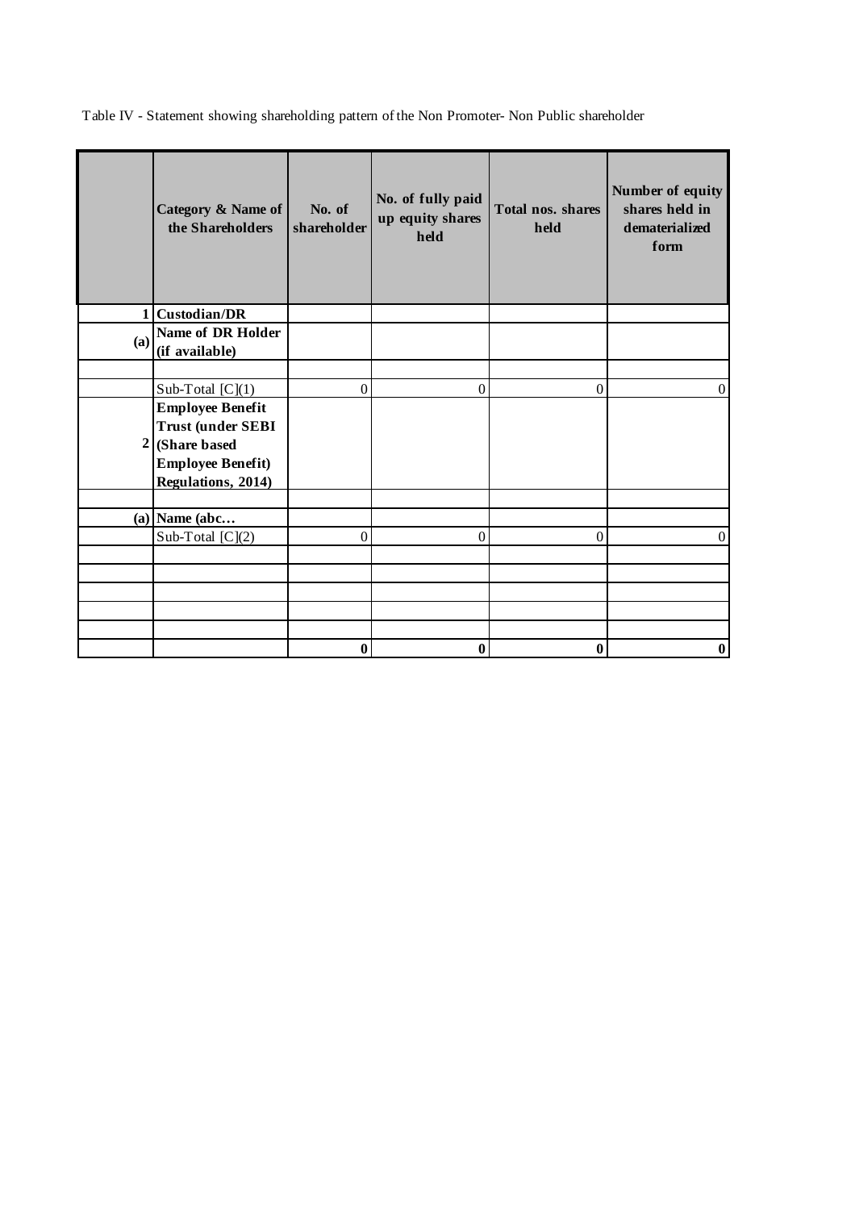Table IV - Statement showing shareholding pattern of the Non Promoter- Non Public shareholder

| | Category & Name of the Shareholders | No. of shareholder | No. of fully paid up equity shares held | Total nos. shares held | Number of equity shares held in dematerialized form |
|---|---|---|---|---|---|
| 1 | **Custodian/DR** | | | | |
| (a) | **Name of DR Holder (if available)** | | | | |
| | | | | | |
| | Sub-Total [C](1) | 0 | 0 | 0 | 0 |
| 2 | **Employee Benefit Trust (under SEBI (Share based Employee Benefit) Regulations, 2014)** | | | | |
| | | | | | |
| (a) | **Name (abc…** | | | | |
| | Sub-Total [C](2) | 0 | 0 | 0 | 0 |
| | | | | | |
| | | | | | |
| | | | | | |
| | | | | | |
| | | | | | |
| | | **0** | **0** | **0** | **0** |